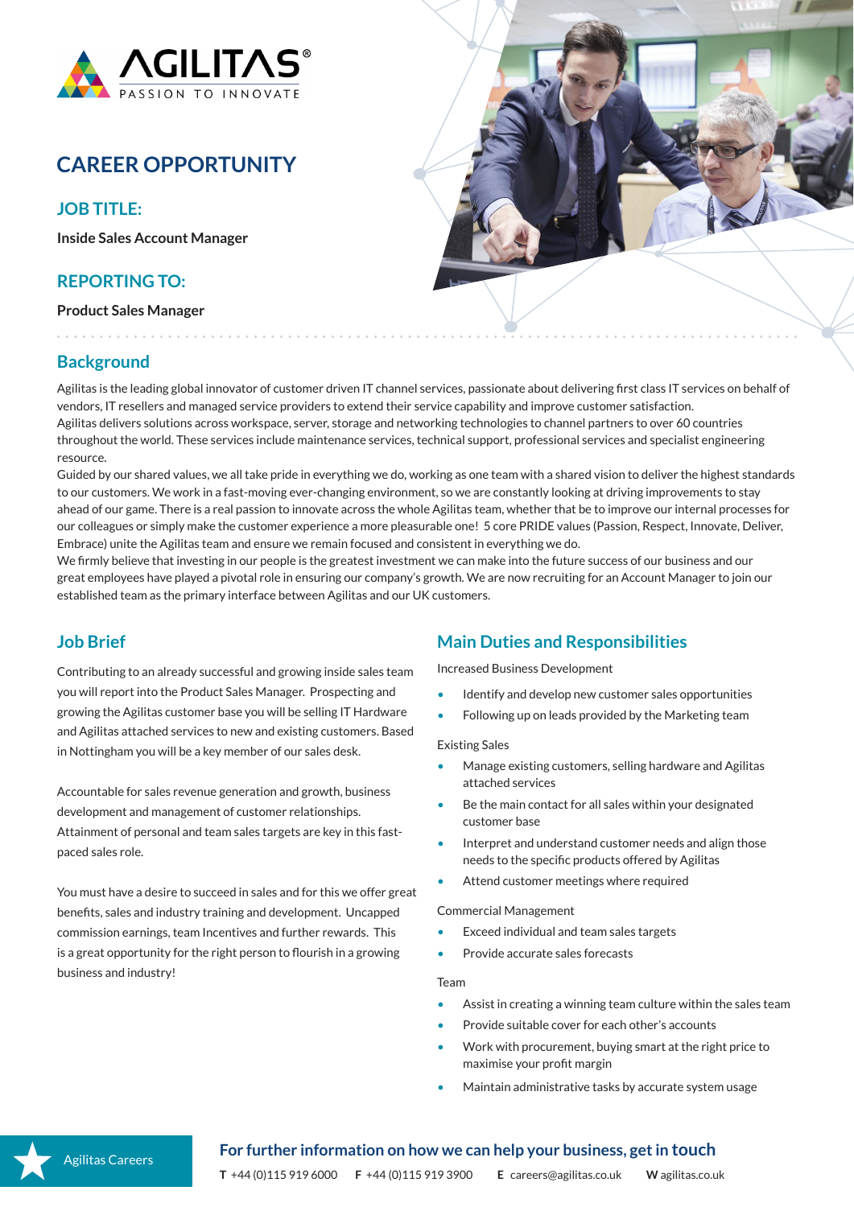AGILITAS®
PASSION TO INNOVATE

# CAREER OPPORTUNITY

## JOB TITLE:

**Inside Sales Account Manager**

## REPORTING TO:

**Product Sales Manager**

## Background

Agilitas is the leading global innovator of customer driven IT channel services, passionate about delivering first class IT services on behalf of vendors, IT resellers and managed service providers to extend their service capability and improve customer satisfaction.
Agilitas delivers solutions across workspace, server, storage and networking technologies to channel partners to over 60 countries throughout the world. These services include maintenance services, technical support, professional services and specialist engineering resource.
Guided by our shared values, we all take pride in everything we do, working as one team with a shared vision to deliver the highest standards to our customers. We work in a fast-moving ever-changing environment, so we are constantly looking at driving improvements to stay ahead of our game. There is a real passion to innovate across the whole Agilitas team, whether that be to improve our internal processes for our colleagues or simply make the customer experience a more pleasurable one! 5 core PRIDE values (Passion, Respect, Innovate, Deliver, Embrace) unite the Agilitas team and ensure we remain focused and consistent in everything we do.
We firmly believe that investing in our people is the greatest investment we can make into the future success of our business and our great employees have played a pivotal role in ensuring our company's growth. We are now recruiting for an Account Manager to join our established team as the primary interface between Agilitas and our UK customers.

## Job Brief

Contributing to an already successful and growing inside sales team you will report into the Product Sales Manager. Prospecting and growing the Agilitas customer base you will be selling IT Hardware and Agilitas attached services to new and existing customers. Based in Nottingham you will be a key member of our sales desk.

Accountable for sales revenue generation and growth, business development and management of customer relationships. Attainment of personal and team sales targets are key in this fast-paced sales role.

You must have a desire to succeed in sales and for this we offer great benefits, sales and industry training and development. Uncapped commission earnings, team Incentives and further rewards. This is a great opportunity for the right person to flourish in a growing business and industry!

## Main Duties and Responsibilities

Increased Business Development

- Identify and develop new customer sales opportunities
- Following up on leads provided by the Marketing team

Existing Sales

- Manage existing customers, selling hardware and Agilitas attached services
- Be the main contact for all sales within your designated customer base
- Interpret and understand customer needs and align those needs to the specific products offered by Agilitas
- Attend customer meetings where required

Commercial Management

- Exceed individual and team sales targets
- Provide accurate sales forecasts

Team

- Assist in creating a winning team culture within the sales team
- Provide suitable cover for each other's accounts
- Work with procurement, buying smart at the right price to maximise your profit margin
- Maintain administrative tasks by accurate system usage

Agilitas Careers

**For further information on how we can help your business, get in touch**

**T** +44 (0)115 919 6000 **F** +44 (0)115 919 3900 **E** careers@agilitas.co.uk **W** agilitas.co.uk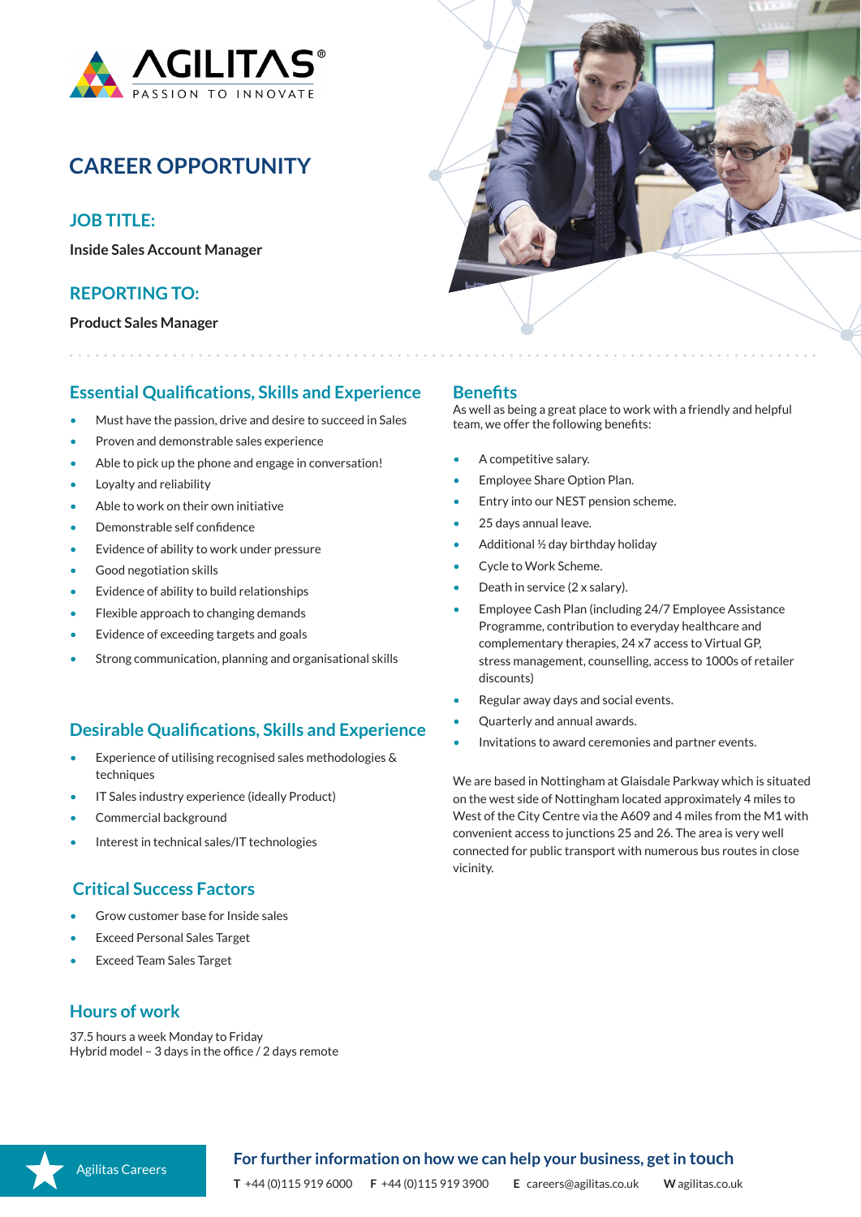AGILITAS®
PASSION TO INNOVATE

# CAREER OPPORTUNITY

## JOB TITLE:

**Inside Sales Account Manager**

## REPORTING TO:

**Product Sales Manager**

## Essential Qualifications, Skills and Experience

- Must have the passion, drive and desire to succeed in Sales
- Proven and demonstrable sales experience
- Able to pick up the phone and engage in conversation!
- Loyalty and reliability
- Able to work on their own initiative
- Demonstrable self confidence
- Evidence of ability to work under pressure
- Good negotiation skills
- Evidence of ability to build relationships
- Flexible approach to changing demands
- Evidence of exceeding targets and goals
- Strong communication, planning and organisational skills

## Desirable Qualifications, Skills and Experience

- Experience of utilising recognised sales methodologies & techniques
- IT Sales industry experience (ideally Product)
- Commercial background
- Interest in technical sales/IT technologies

## Critical Success Factors

- Grow customer base for Inside sales
- Exceed Personal Sales Target
- Exceed Team Sales Target

## Hours of work

37.5 hours a week Monday to Friday
Hybrid model – 3 days in the office / 2 days remote

## Benefits

As well as being a great place to work with a friendly and helpful team, we offer the following benefits:

- A competitive salary.
- Employee Share Option Plan.
- Entry into our NEST pension scheme.
- 25 days annual leave.
- Additional ½ day birthday holiday
- Cycle to Work Scheme.
- Death in service (2 x salary).
- Employee Cash Plan (including 24/7 Employee Assistance Programme, contribution to everyday healthcare and complementary therapies, 24 x7 access to Virtual GP, stress management, counselling, access to 1000s of retailer discounts)
- Regular away days and social events.
- Quarterly and annual awards.
- Invitations to award ceremonies and partner events.

We are based in Nottingham at Glaisdale Parkway which is situated on the west side of Nottingham located approximately 4 miles to West of the City Centre via the A609 and 4 miles from the M1 with convenient access to junctions 25 and 26. The area is very well connected for public transport with numerous bus routes in close vicinity.

Agilitas Careers

**For further information on how we can help your business, get in touch**

**T** +44 (0)115 919 6000  **F** +44 (0)115 919 3900  **E** careers@agilitas.co.uk  **W** agilitas.co.uk